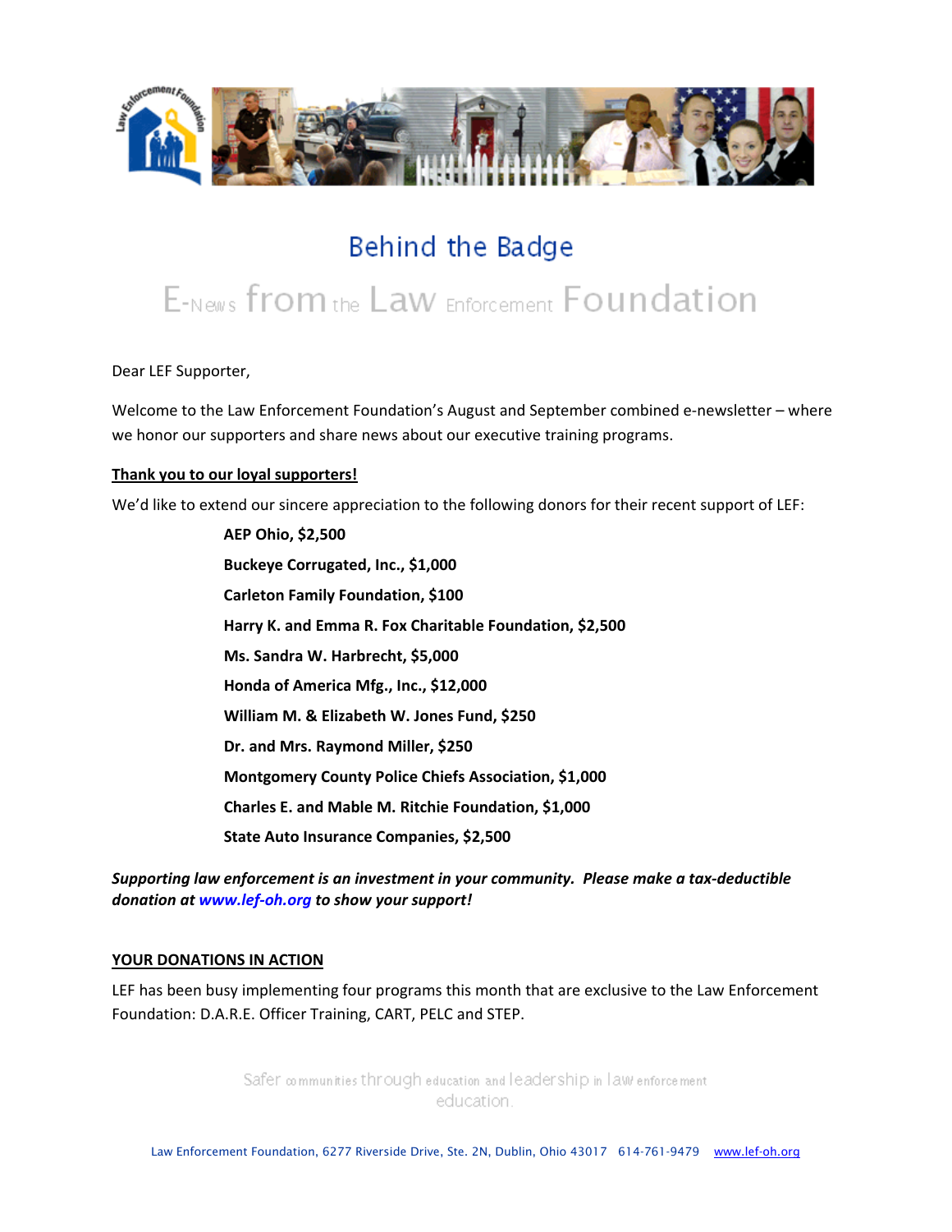# Behind the Badge

## E-News from the Law Enforcement Foundation

Dear LEF Supporter,

Welcome to the Law Enforcement Foundation's August and September combined e-newsletter – where we honor our supporters and share news about our executive training programs.

**Thank you to our loyal supporters!**

We'd like to extend our sincere appreciation to the following donors for their recent support of LEF:

**AEP Ohio, $2,500**

**Buckeye Corrugated, Inc., $1,000**

**Carleton Family Foundation, $100**

**Harry K. and Emma R. Fox Charitable Foundation, $2,500**

**Ms. Sandra W. Harbrecht, $5,000**

**Honda of America Mfg., Inc., $12,000**

**William M. & Elizabeth W. Jones Fund, $250**

**Dr. and Mrs. Raymond Miller, $250**

**Montgomery County Police Chiefs Association, $1,000**

**Charles E. and Mable M. Ritchie Foundation, $1,000**

**State Auto Insurance Companies, $2,500**

***Supporting law enforcement is an investment in your community. Please make a tax-deductible donation at www.lef-oh.org to show your support!***

**YOUR DONATIONS IN ACTION**

LEF has been busy implementing four programs this month that are exclusive to the Law Enforcement Foundation: D.A.R.E. Officer Training, CART, PELC and STEP.

Safer communities through education and leadership in law enforcement education.

Law Enforcement Foundation, 6277 Riverside Drive, Ste. 2N, Dublin, Ohio 43017 614-761-9479 www.lef-oh.org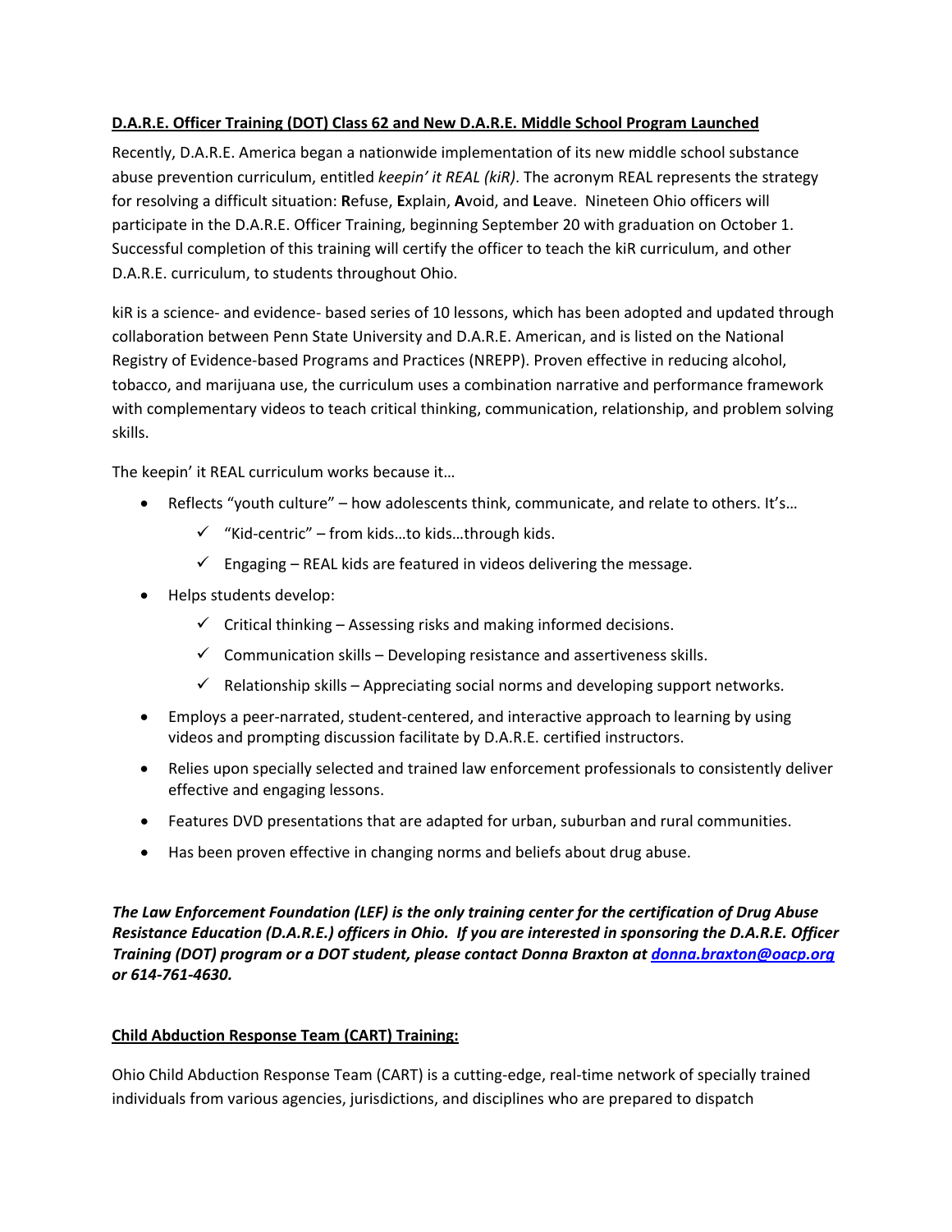**<u>D.A.R.E. Officer Training (DOT) Class 62 and New D.A.R.E. Middle School Program Launched</u>**

Recently, D.A.R.E. America began a nationwide implementation of its new middle school substance abuse prevention curriculum, entitled *keepin' it REAL (kiR)*. The acronym REAL represents the strategy for resolving a difficult situation: **R**efuse, **E**xplain, **A**void, and **L**eave. Nineteen Ohio officers will participate in the D.A.R.E. Officer Training, beginning September 20 with graduation on October 1. Successful completion of this training will certify the officer to teach the kiR curriculum, and other D.A.R.E. curriculum, to students throughout Ohio.

kiR is a science- and evidence- based series of 10 lessons, which has been adopted and updated through collaboration between Penn State University and D.A.R.E. American, and is listed on the National Registry of Evidence-based Programs and Practices (NREPP). Proven effective in reducing alcohol, tobacco, and marijuana use, the curriculum uses a combination narrative and performance framework with complementary videos to teach critical thinking, communication, relationship, and problem solving skills.

The keepin' it REAL curriculum works because it…

- Reflects "youth culture" – how adolescents think, communicate, and relate to others. It's…
  - ✓ "Kid-centric" – from kids…to kids…through kids.
  - ✓ Engaging – REAL kids are featured in videos delivering the message.
- Helps students develop:
  - ✓ Critical thinking – Assessing risks and making informed decisions.
  - ✓ Communication skills – Developing resistance and assertiveness skills.
  - ✓ Relationship skills – Appreciating social norms and developing support networks.
- Employs a peer-narrated, student-centered, and interactive approach to learning by using videos and prompting discussion facilitate by D.A.R.E. certified instructors.
- Relies upon specially selected and trained law enforcement professionals to consistently deliver effective and engaging lessons.
- Features DVD presentations that are adapted for urban, suburban and rural communities.
- Has been proven effective in changing norms and beliefs about drug abuse.

***The Law Enforcement Foundation (LEF) is the only training center for the certification of Drug Abuse Resistance Education (D.A.R.E.) officers in Ohio. If you are interested in sponsoring the D.A.R.E. Officer Training (DOT) program or a DOT student, please contact Donna Braxton at [donna.braxton@oacp.org](mailto:donna.braxton@oacp.org) or 614-761-4630.***

**<u>Child Abduction Response Team (CART) Training:</u>**

Ohio Child Abduction Response Team (CART) is a cutting-edge, real-time network of specially trained individuals from various agencies, jurisdictions, and disciplines who are prepared to dispatch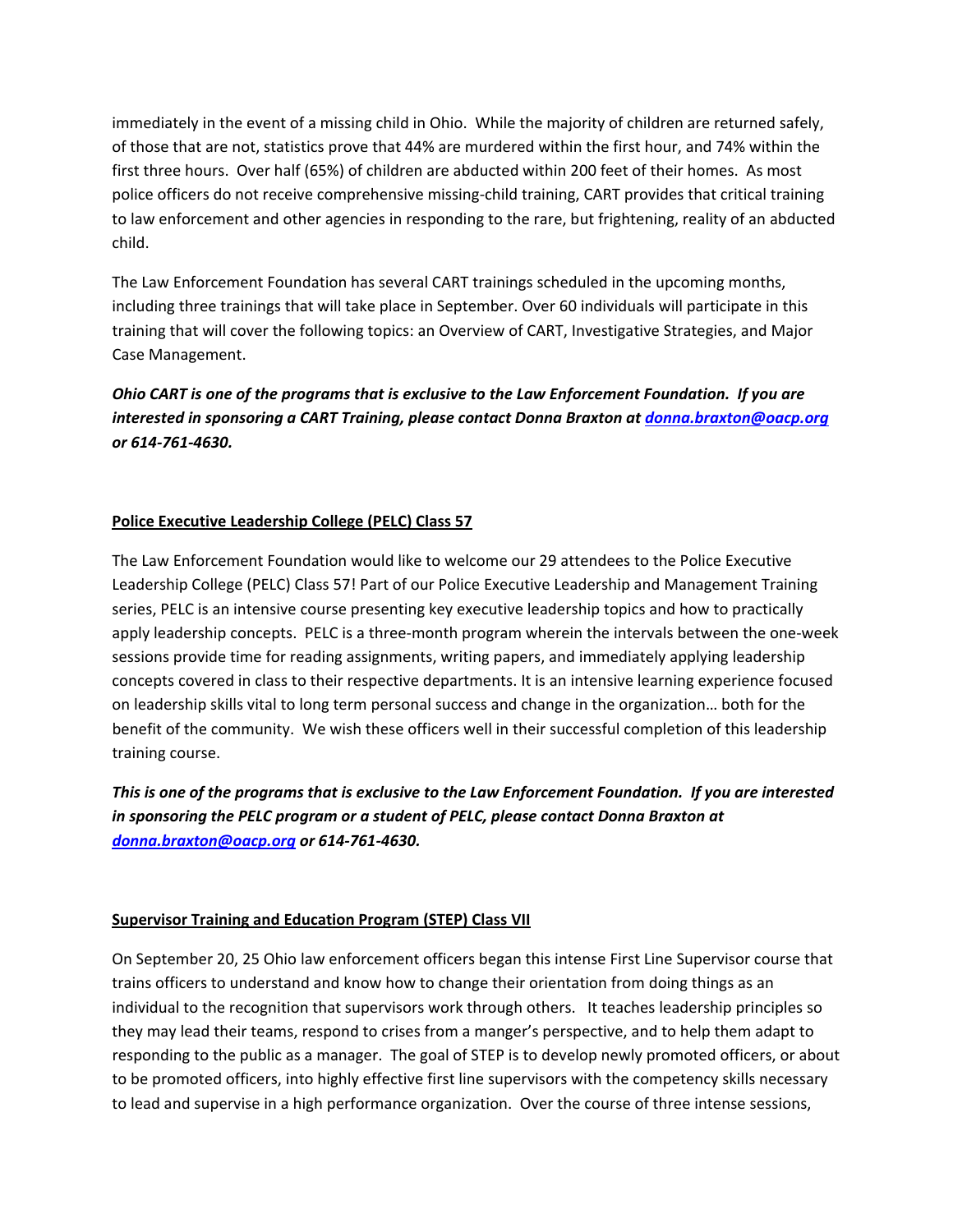immediately in the event of a missing child in Ohio. While the majority of children are returned safely, of those that are not, statistics prove that 44% are murdered within the first hour, and 74% within the first three hours. Over half (65%) of children are abducted within 200 feet of their homes. As most police officers do not receive comprehensive missing-child training, CART provides that critical training to law enforcement and other agencies in responding to the rare, but frightening, reality of an abducted child.

The Law Enforcement Foundation has several CART trainings scheduled in the upcoming months, including three trainings that will take place in September. Over 60 individuals will participate in this training that will cover the following topics: an Overview of CART, Investigative Strategies, and Major Case Management.

***Ohio CART is one of the programs that is exclusive to the Law Enforcement Foundation. If you are interested in sponsoring a CART Training, please contact Donna Braxton at [donna.braxton@oacp.org](mailto:donna.braxton@oacp.org) or 614-761-4630.***

## Police Executive Leadership College (PELC) Class 57

The Law Enforcement Foundation would like to welcome our 29 attendees to the Police Executive Leadership College (PELC) Class 57! Part of our Police Executive Leadership and Management Training series, PELC is an intensive course presenting key executive leadership topics and how to practically apply leadership concepts. PELC is a three-month program wherein the intervals between the one-week sessions provide time for reading assignments, writing papers, and immediately applying leadership concepts covered in class to their respective departments. It is an intensive learning experience focused on leadership skills vital to long term personal success and change in the organization… both for the benefit of the community. We wish these officers well in their successful completion of this leadership training course.

***This is one of the programs that is exclusive to the Law Enforcement Foundation. If you are interested in sponsoring the PELC program or a student of PELC, please contact Donna Braxton at [donna.braxton@oacp.org](mailto:donna.braxton@oacp.org) or 614-761-4630.***

## Supervisor Training and Education Program (STEP) Class VII

On September 20, 25 Ohio law enforcement officers began this intense First Line Supervisor course that trains officers to understand and know how to change their orientation from doing things as an individual to the recognition that supervisors work through others. It teaches leadership principles so they may lead their teams, respond to crises from a manger's perspective, and to help them adapt to responding to the public as a manager. The goal of STEP is to develop newly promoted officers, or about to be promoted officers, into highly effective first line supervisors with the competency skills necessary to lead and supervise in a high performance organization. Over the course of three intense sessions,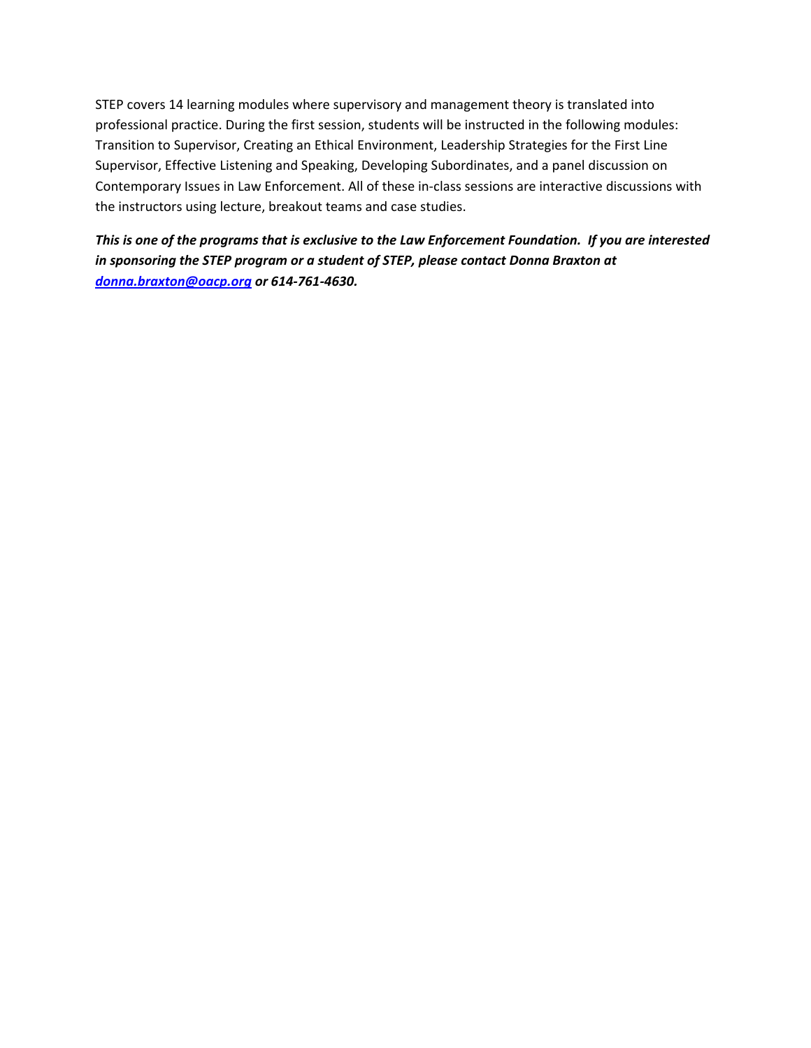STEP covers 14 learning modules where supervisory and management theory is translated into professional practice. During the first session, students will be instructed in the following modules: Transition to Supervisor, Creating an Ethical Environment, Leadership Strategies for the First Line Supervisor, Effective Listening and Speaking, Developing Subordinates, and a panel discussion on Contemporary Issues in Law Enforcement. All of these in-class sessions are interactive discussions with the instructors using lecture, breakout teams and case studies.

***This is one of the programs that is exclusive to the Law Enforcement Foundation. If you are interested in sponsoring the STEP program or a student of STEP, please contact Donna Braxton at [donna.braxton@oacp.org](mailto:donna.braxton@oacp.org) or 614-761-4630.***